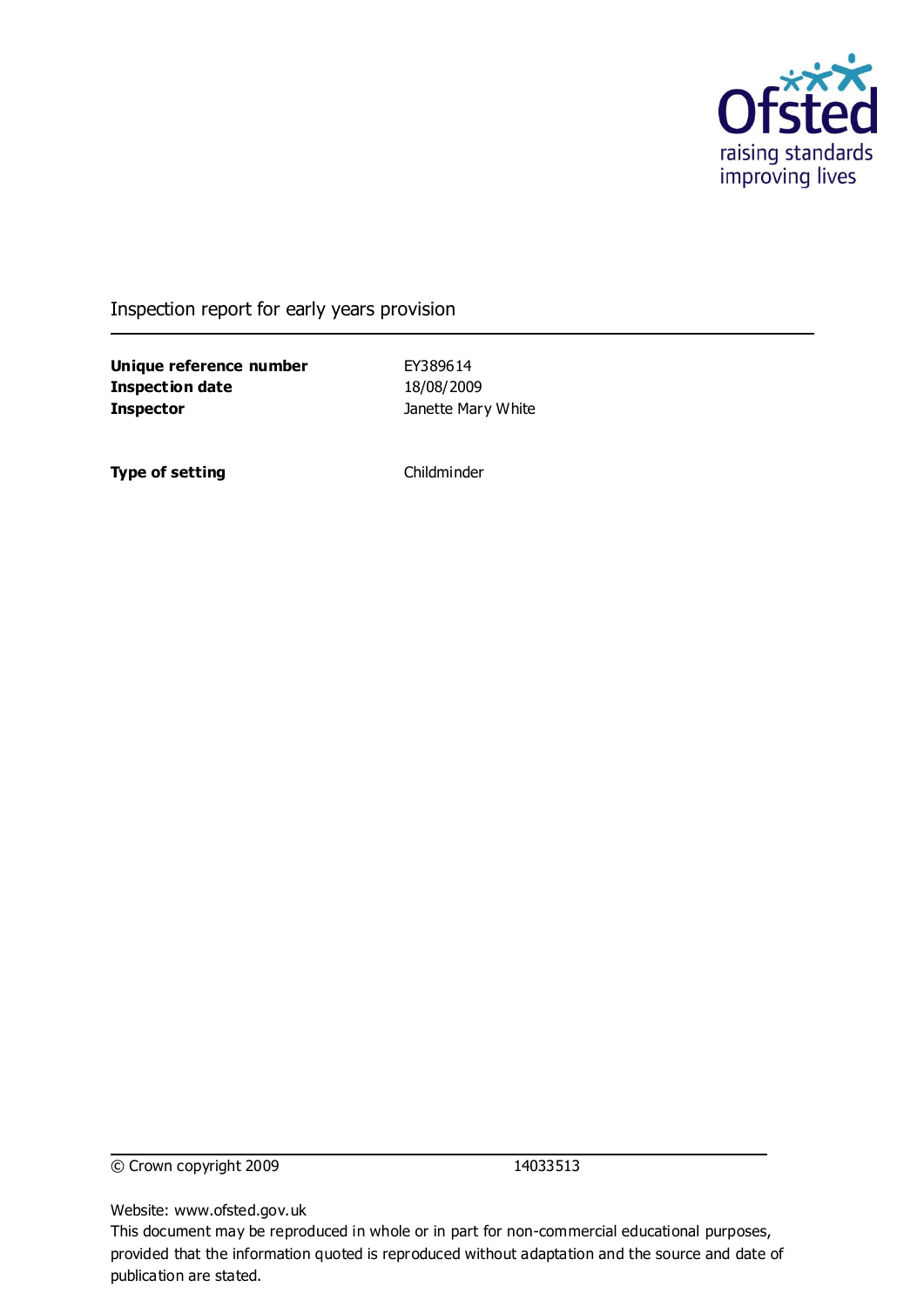Ofsted
raising standards
improving lives

Inspection report for early years provision

| | |
|---|---|
| **Unique reference number** | EY389614 |
| **Inspection date** | 18/08/2009 |
| **Inspector** | Janette Mary White |
| | |
| **Type of setting** | Childminder |

© Crown copyright 2009 14033513

Website: www.ofsted.gov.uk
This document may be reproduced in whole or in part for non-commercial educational purposes, provided that the information quoted is reproduced without adaptation and the source and date of publication are stated.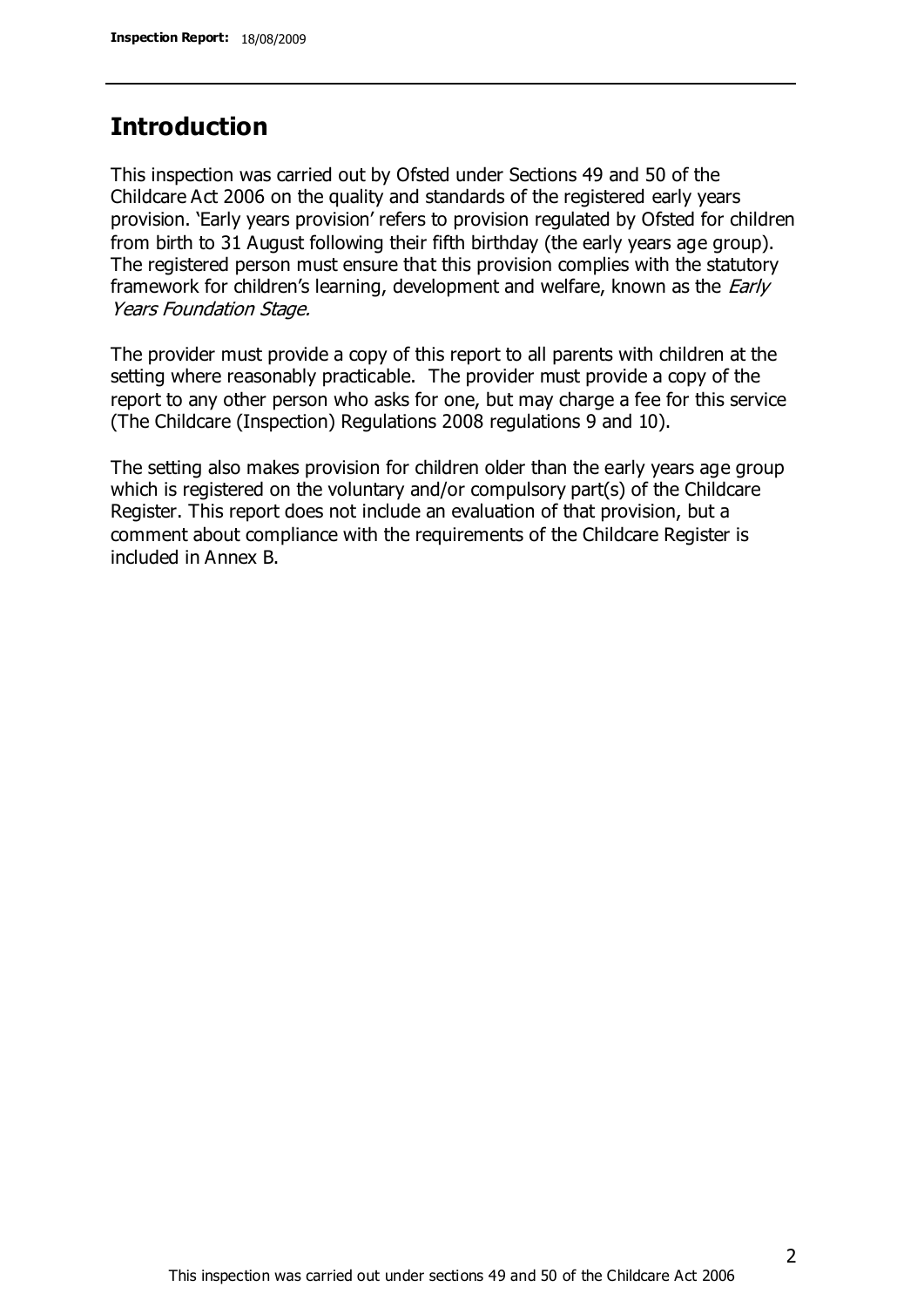## Introduction

This inspection was carried out by Ofsted under Sections 49 and 50 of the Childcare Act 2006 on the quality and standards of the registered early years provision. 'Early years provision' refers to provision regulated by Ofsted for children from birth to 31 August following their fifth birthday (the early years age group). The registered person must ensure that this provision complies with the statutory framework for children's learning, development and welfare, known as the *Early Years Foundation Stage.*

The provider must provide a copy of this report to all parents with children at the setting where reasonably practicable. The provider must provide a copy of the report to any other person who asks for one, but may charge a fee for this service (The Childcare (Inspection) Regulations 2008 regulations 9 and 10).

The setting also makes provision for children older than the early years age group which is registered on the voluntary and/or compulsory part(s) of the Childcare Register. This report does not include an evaluation of that provision, but a comment about compliance with the requirements of the Childcare Register is included in Annex B.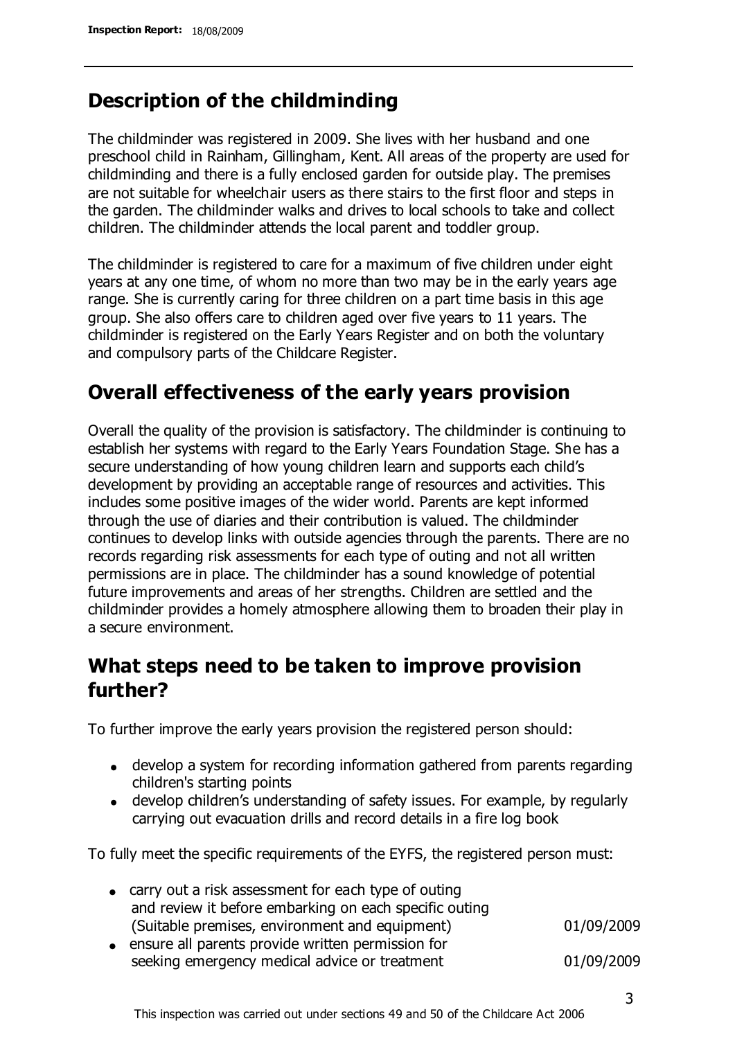## Description of the childminding

The childminder was registered in 2009. She lives with her husband and one preschool child in Rainham, Gillingham, Kent. All areas of the property are used for childminding and there is a fully enclosed garden for outside play. The premises are not suitable for wheelchair users as there stairs to the first floor and steps in the garden. The childminder walks and drives to local schools to take and collect children. The childminder attends the local parent and toddler group.

The childminder is registered to care for a maximum of five children under eight years at any one time, of whom no more than two may be in the early years age range. She is currently caring for three children on a part time basis in this age group. She also offers care to children aged over five years to 11 years. The childminder is registered on the Early Years Register and on both the voluntary and compulsory parts of the Childcare Register.

## Overall effectiveness of the early years provision

Overall the quality of the provision is satisfactory. The childminder is continuing to establish her systems with regard to the Early Years Foundation Stage. She has a secure understanding of how young children learn and supports each child's development by providing an acceptable range of resources and activities. This includes some positive images of the wider world. Parents are kept informed through the use of diaries and their contribution is valued. The childminder continues to develop links with outside agencies through the parents. There are no records regarding risk assessments for each type of outing and not all written permissions are in place. The childminder has a sound knowledge of potential future improvements and areas of her strengths. Children are settled and the childminder provides a homely atmosphere allowing them to broaden their play in a secure environment.

## What steps need to be taken to improve provision further?

To further improve the early years provision the registered person should:

- develop a system for recording information gathered from parents regarding children's starting points
- develop children's understanding of safety issues. For example, by regularly carrying out evacuation drills and record details in a fire log book

To fully meet the specific requirements of the EYFS, the registered person must:

| | |
|---|---|
| • carry out a risk assessment for each type of outing and review it before embarking on each specific outing (Suitable premises, environment and equipment) | 01/09/2009 |
| • ensure all parents provide written permission for seeking emergency medical advice or treatment | 01/09/2009 |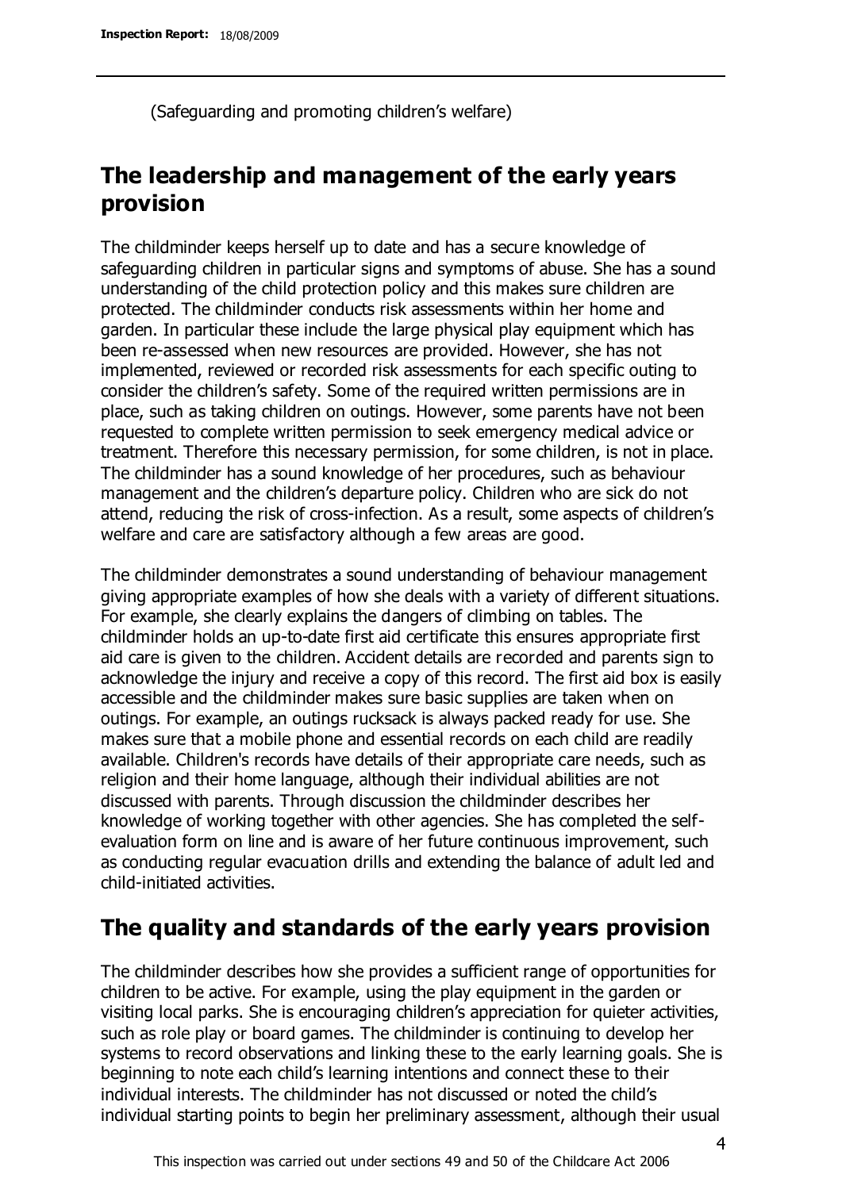(Safeguarding and promoting children's welfare)

## The leadership and management of the early years provision

The childminder keeps herself up to date and has a secure knowledge of safeguarding children in particular signs and symptoms of abuse. She has a sound understanding of the child protection policy and this makes sure children are protected. The childminder conducts risk assessments within her home and garden. In particular these include the large physical play equipment which has been re-assessed when new resources are provided. However, she has not implemented, reviewed or recorded risk assessments for each specific outing to consider the children's safety. Some of the required written permissions are in place, such as taking children on outings. However, some parents have not been requested to complete written permission to seek emergency medical advice or treatment. Therefore this necessary permission, for some children, is not in place. The childminder has a sound knowledge of her procedures, such as behaviour management and the children's departure policy. Children who are sick do not attend, reducing the risk of cross-infection. As a result, some aspects of children's welfare and care are satisfactory although a few areas are good.

The childminder demonstrates a sound understanding of behaviour management giving appropriate examples of how she deals with a variety of different situations. For example, she clearly explains the dangers of climbing on tables. The childminder holds an up-to-date first aid certificate this ensures appropriate first aid care is given to the children. Accident details are recorded and parents sign to acknowledge the injury and receive a copy of this record. The first aid box is easily accessible and the childminder makes sure basic supplies are taken when on outings. For example, an outings rucksack is always packed ready for use. She makes sure that a mobile phone and essential records on each child are readily available. Children's records have details of their appropriate care needs, such as religion and their home language, although their individual abilities are not discussed with parents. Through discussion the childminder describes her knowledge of working together with other agencies. She has completed the self-evaluation form on line and is aware of her future continuous improvement, such as conducting regular evacuation drills and extending the balance of adult led and child-initiated activities.

## The quality and standards of the early years provision

The childminder describes how she provides a sufficient range of opportunities for children to be active. For example, using the play equipment in the garden or visiting local parks. She is encouraging children's appreciation for quieter activities, such as role play or board games. The childminder is continuing to develop her systems to record observations and linking these to the early learning goals. She is beginning to note each child's learning intentions and connect these to their individual interests. The childminder has not discussed or noted the child's individual starting points to begin her preliminary assessment, although their usual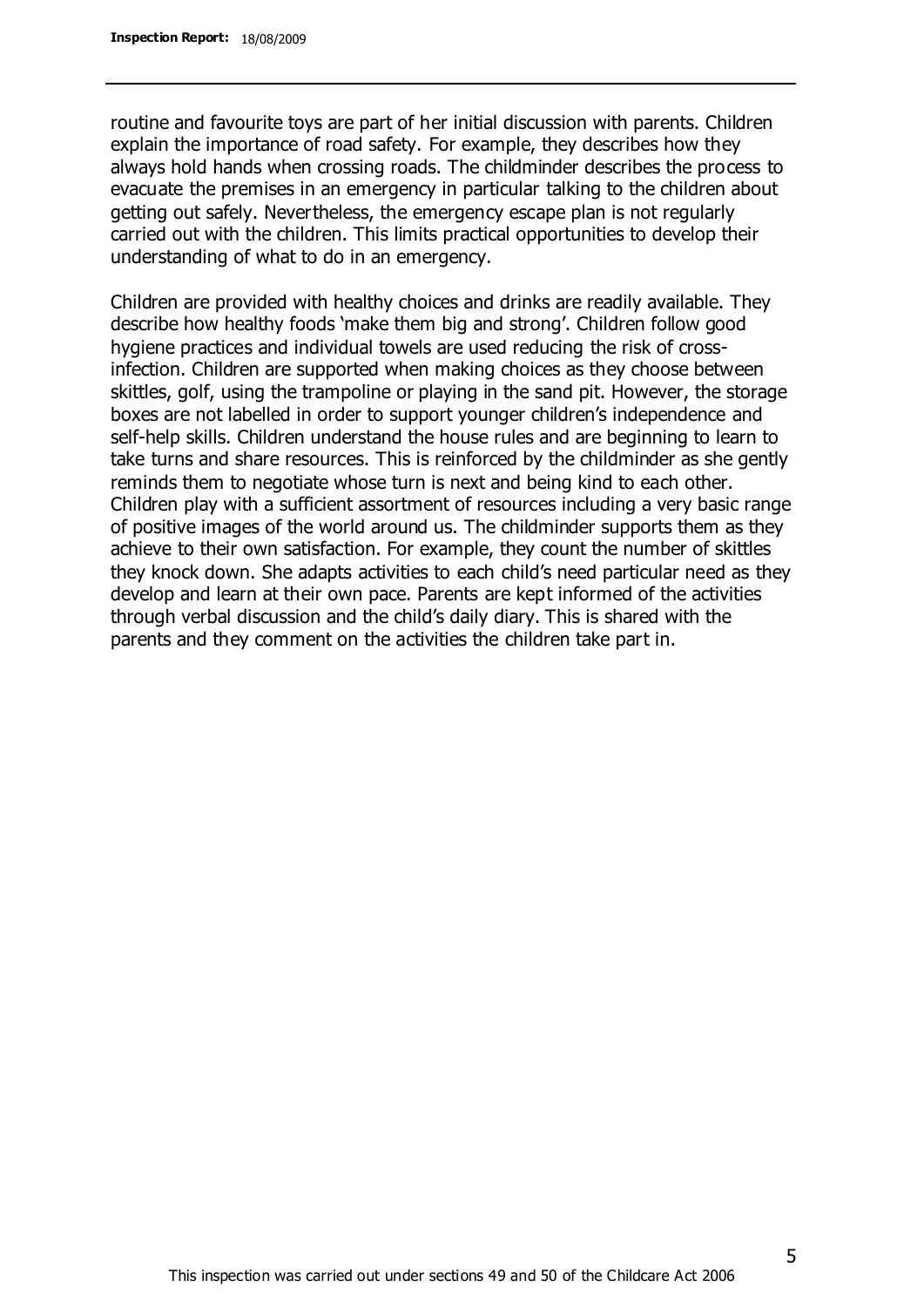routine and favourite toys are part of her initial discussion with parents. Children explain the importance of road safety. For example, they describes how they always hold hands when crossing roads. The childminder describes the process to evacuate the premises in an emergency in particular talking to the children about getting out safely. Nevertheless, the emergency escape plan is not regularly carried out with the children. This limits practical opportunities to develop their understanding of what to do in an emergency.

Children are provided with healthy choices and drinks are readily available. They describe how healthy foods 'make them big and strong'. Children follow good hygiene practices and individual towels are used reducing the risk of cross-infection. Children are supported when making choices as they choose between skittles, golf, using the trampoline or playing in the sand pit. However, the storage boxes are not labelled in order to support younger children's independence and self-help skills. Children understand the house rules and are beginning to learn to take turns and share resources. This is reinforced by the childminder as she gently reminds them to negotiate whose turn is next and being kind to each other. Children play with a sufficient assortment of resources including a very basic range of positive images of the world around us. The childminder supports them as they achieve to their own satisfaction. For example, they count the number of skittles they knock down. She adapts activities to each child's need particular need as they develop and learn at their own pace. Parents are kept informed of the activities through verbal discussion and the child's daily diary. This is shared with the parents and they comment on the activities the children take part in.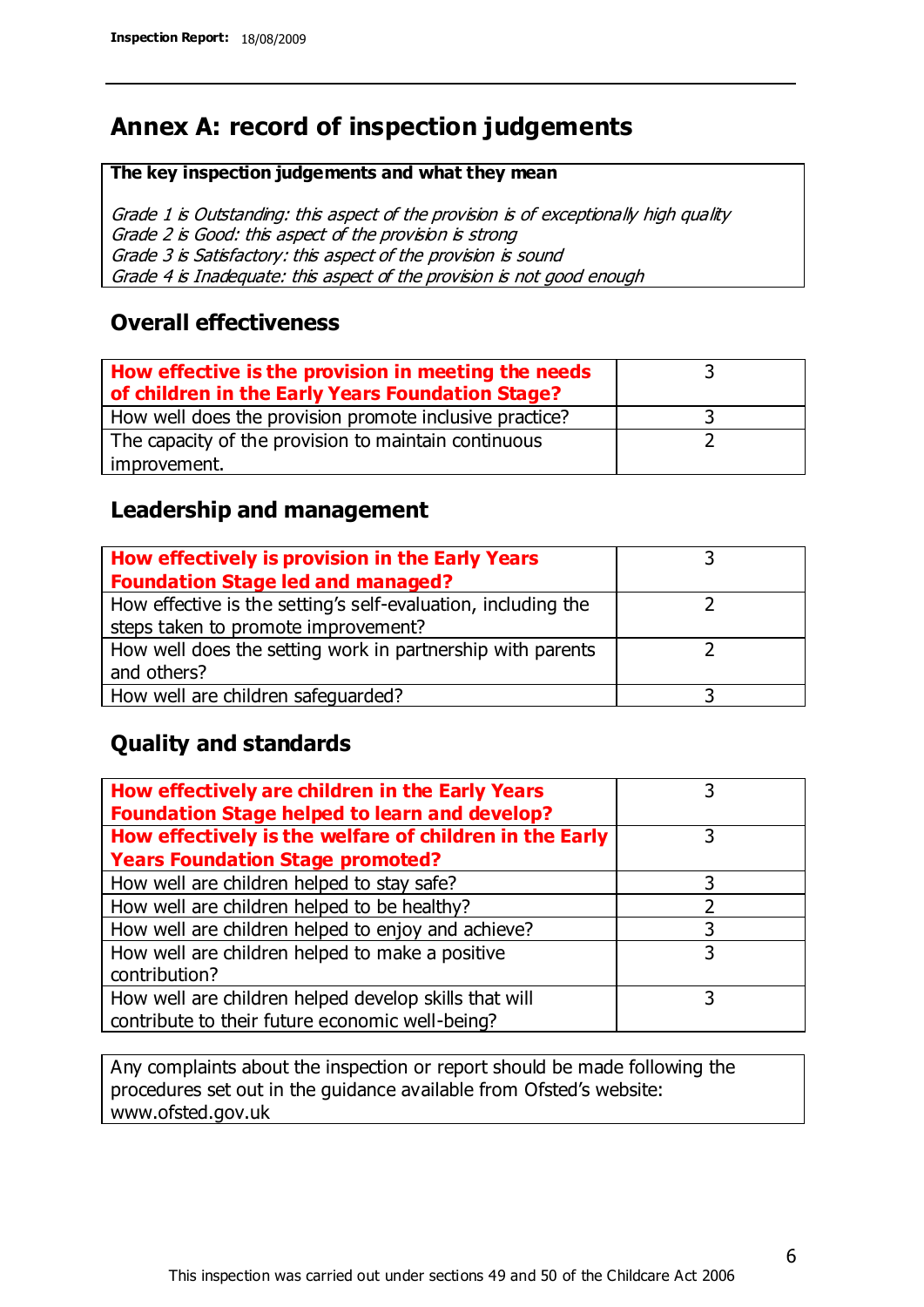# Annex A: record of inspection judgements

**The key inspection judgements and what they mean**

*Grade 1 is Outstanding: this aspect of the provision is of exceptionally high quality*
*Grade 2 is Good: this aspect of the provision is strong*
*Grade 3 is Satisfactory: this aspect of the provision is sound*
*Grade 4 is Inadequate: this aspect of the provision is not good enough*

## Overall effectiveness

| | |
|---|---|
| **How effective is the provision in meeting the needs of children in the Early Years Foundation Stage?** | 3 |
| How well does the provision promote inclusive practice? | 3 |
| The capacity of the provision to maintain continuous improvement. | 2 |

## Leadership and management

| | |
|---|---|
| **How effectively is provision in the Early Years Foundation Stage led and managed?** | 3 |
| How effective is the setting's self-evaluation, including the steps taken to promote improvement? | 2 |
| How well does the setting work in partnership with parents and others? | 2 |
| How well are children safeguarded? | 3 |

## Quality and standards

| | |
|---|---|
| **How effectively are children in the Early Years Foundation Stage helped to learn and develop?** | 3 |
| **How effectively is the welfare of children in the Early Years Foundation Stage promoted?** | 3 |
| How well are children helped to stay safe? | 3 |
| How well are children helped to be healthy? | 2 |
| How well are children helped to enjoy and achieve? | 3 |
| How well are children helped to make a positive contribution? | 3 |
| How well are children helped develop skills that will contribute to their future economic well-being? | 3 |

Any complaints about the inspection or report should be made following the procedures set out in the guidance available from Ofsted's website: www.ofsted.gov.uk

This inspection was carried out under sections 49 and 50 of the Childcare Act 2006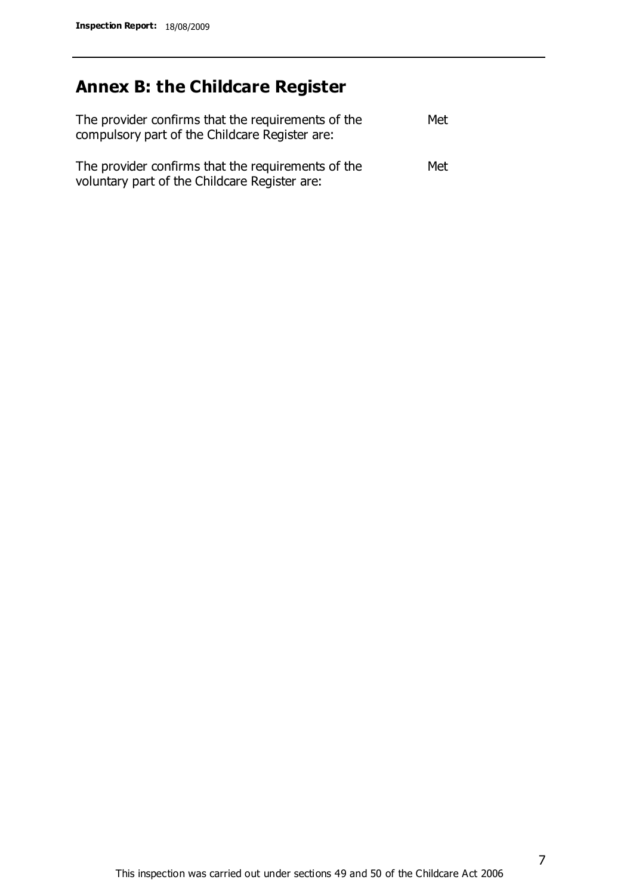## Annex B: the Childcare Register

| | |
|---|---|
| The provider confirms that the requirements of the compulsory part of the Childcare Register are: | Met |
| The provider confirms that the requirements of the voluntary part of the Childcare Register are: | Met |

This inspection was carried out under sections 49 and 50 of the Childcare Act 2006